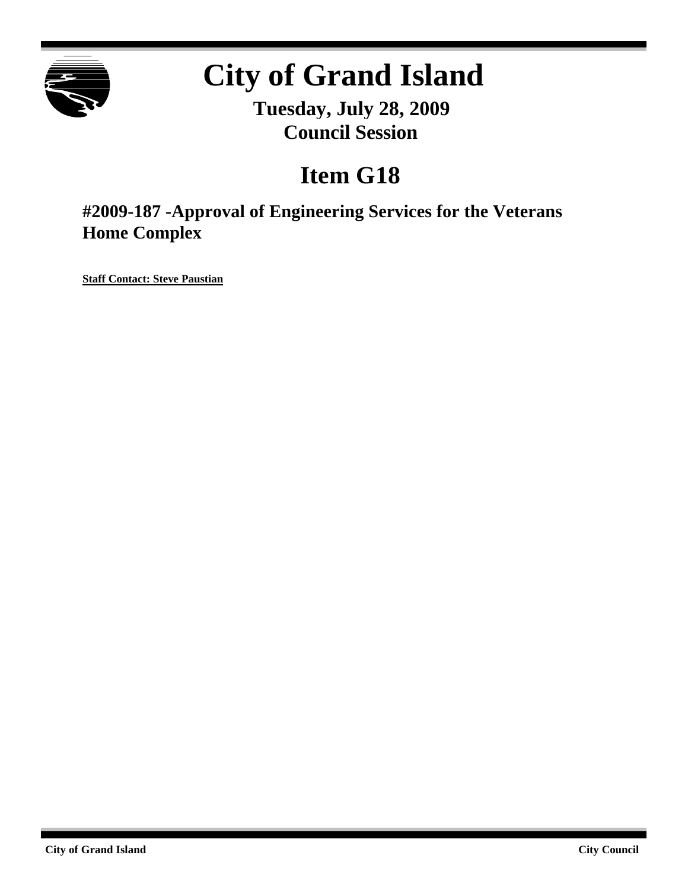# City of Grand Island

**Tuesday, July 28, 2009**
**Council Session**

## Item G18

### #2009-187 -Approval of Engineering Services for the Veterans Home Complex

**Staff Contact: Steve Paustian**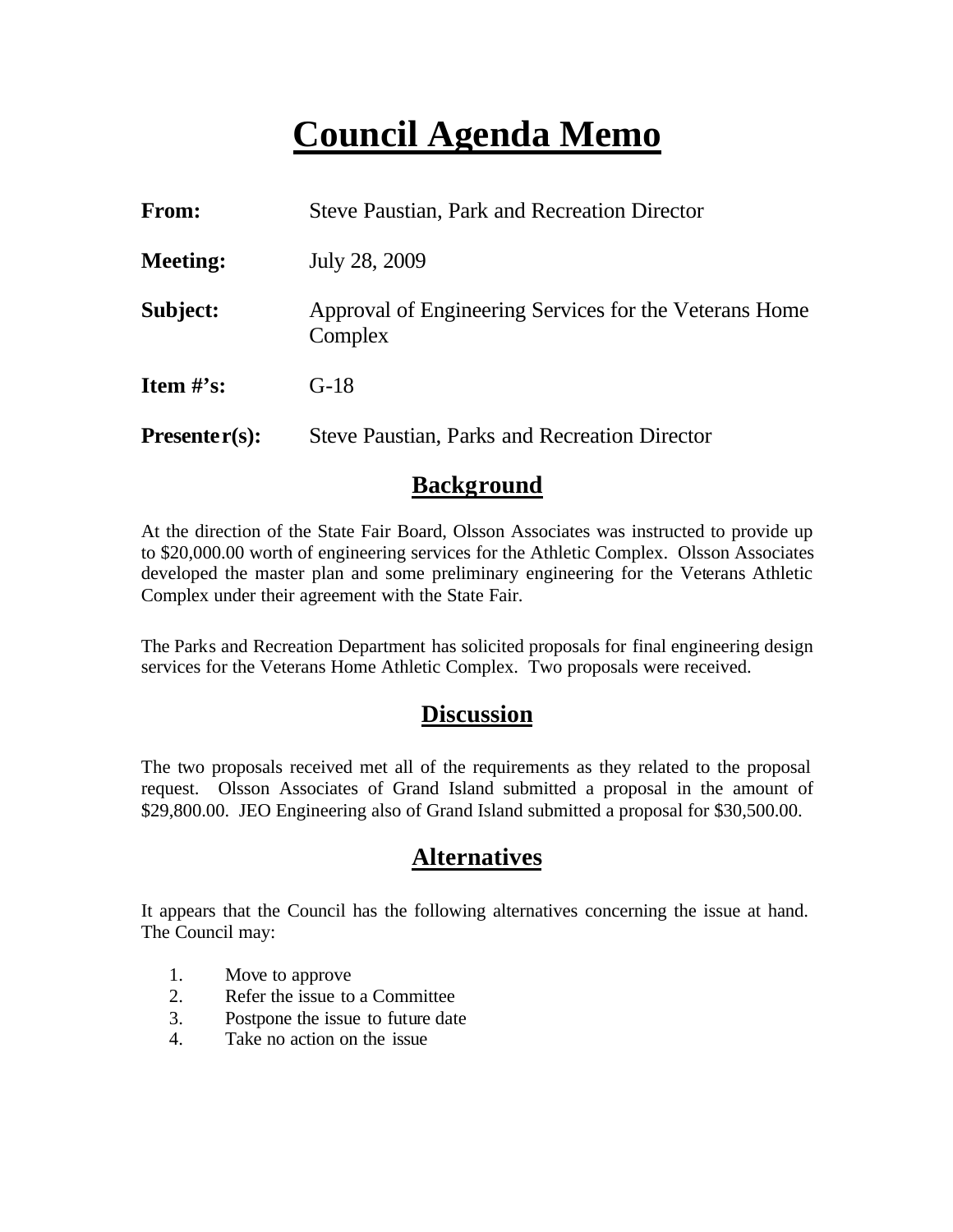# Council Agenda Memo

| | |
|---|---|
| **From:** | Steve Paustian, Park and Recreation Director |
| **Meeting:** | July 28, 2009 |
| **Subject:** | Approval of Engineering Services for the Veterans Home Complex |
| **Item #'s:** | G-18 |
| **Presenter(s):** | Steve Paustian, Parks and Recreation Director |

## Background

At the direction of the State Fair Board, Olsson Associates was instructed to provide up to $20,000.00 worth of engineering services for the Athletic Complex. Olsson Associates developed the master plan and some preliminary engineering for the Veterans Athletic Complex under their agreement with the State Fair.

The Parks and Recreation Department has solicited proposals for final engineering design services for the Veterans Home Athletic Complex. Two proposals were received.

## Discussion

The two proposals received met all of the requirements as they related to the proposal request. Olsson Associates of Grand Island submitted a proposal in the amount of $29,800.00. JEO Engineering also of Grand Island submitted a proposal for $30,500.00.

## Alternatives

It appears that the Council has the following alternatives concerning the issue at hand. The Council may:

1. Move to approve
2. Refer the issue to a Committee
3. Postpone the issue to future date
4. Take no action on the issue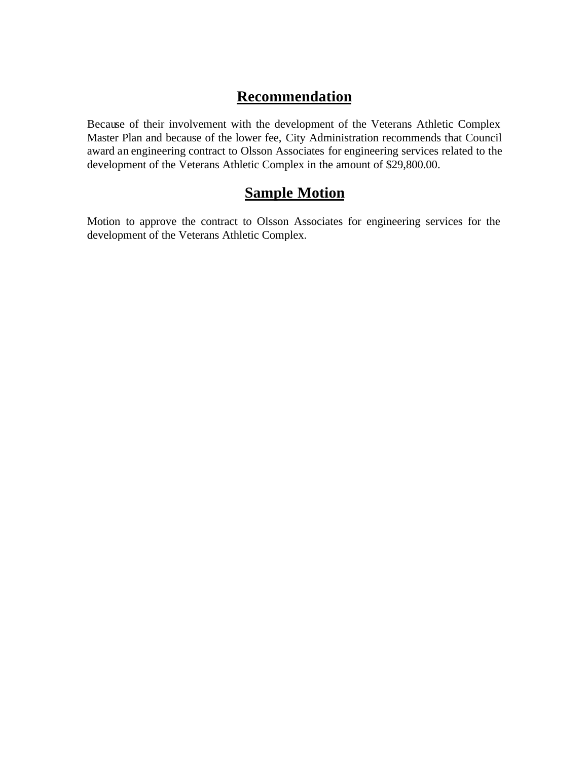## Recommendation

Because of their involvement with the development of the Veterans Athletic Complex Master Plan and because of the lower fee, City Administration recommends that Council award an engineering contract to Olsson Associates for engineering services related to the development of the Veterans Athletic Complex in the amount of $29,800.00.

## Sample Motion

Motion to approve the contract to Olsson Associates for engineering services for the development of the Veterans Athletic Complex.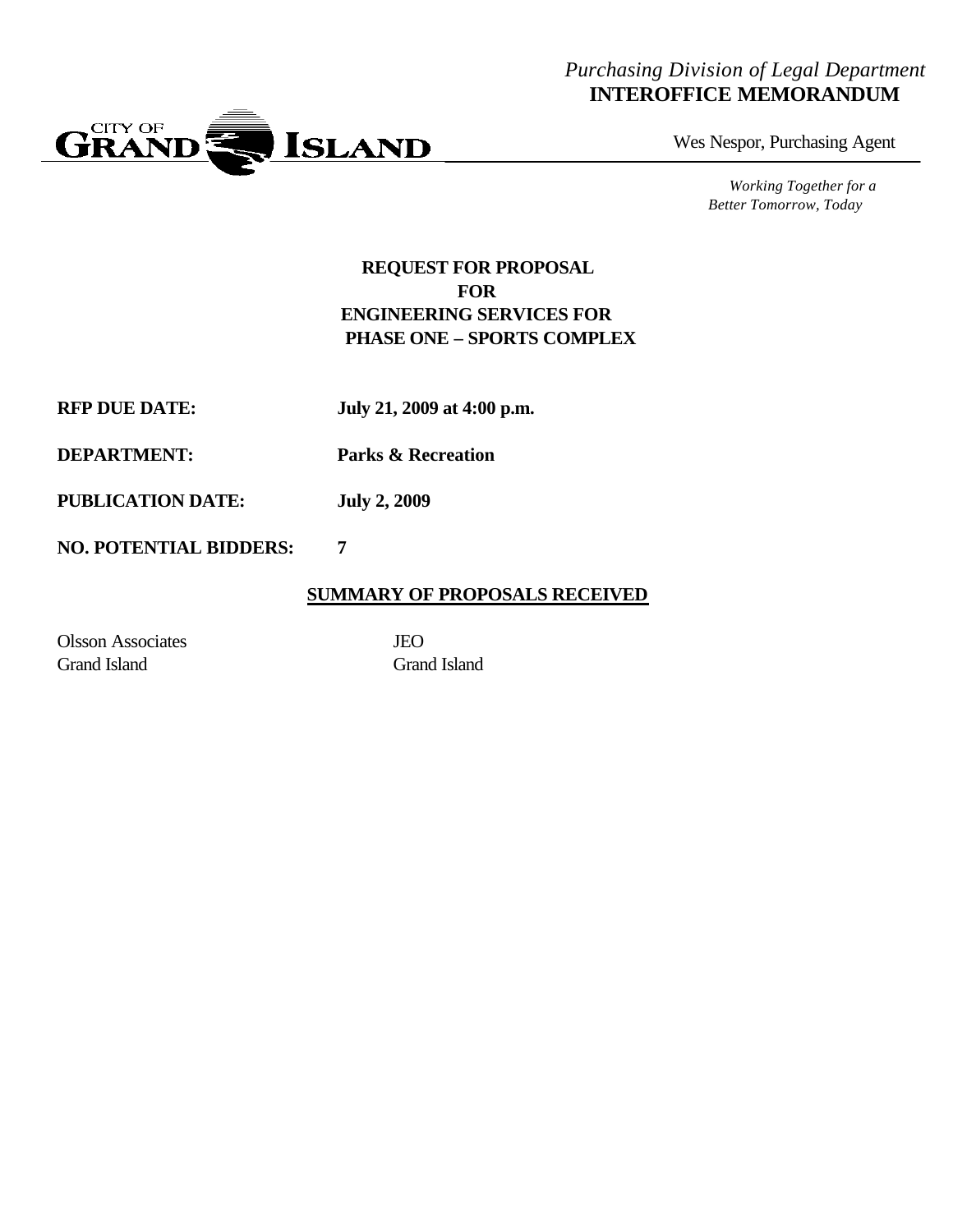*Purchasing Division of Legal Department*
**INTEROFFICE MEMORANDUM**

CITY OF GRAND ISLAND

Wes Nespor, Purchasing Agent

*Working Together for a Better Tomorrow, Today*

**REQUEST FOR PROPOSAL**
**FOR**
**ENGINEERING SERVICES FOR**
**PHASE ONE – SPORTS COMPLEX**

**RFP DUE DATE:** **July 21, 2009 at 4:00 p.m.**

**DEPARTMENT:** **Parks & Recreation**

**PUBLICATION DATE:** **July 2, 2009**

**NO. POTENTIAL BIDDERS:** **7**

**SUMMARY OF PROPOSALS RECEIVED**

| | |
|---|---|
| Olsson Associates<br>Grand Island | JEO<br>Grand Island |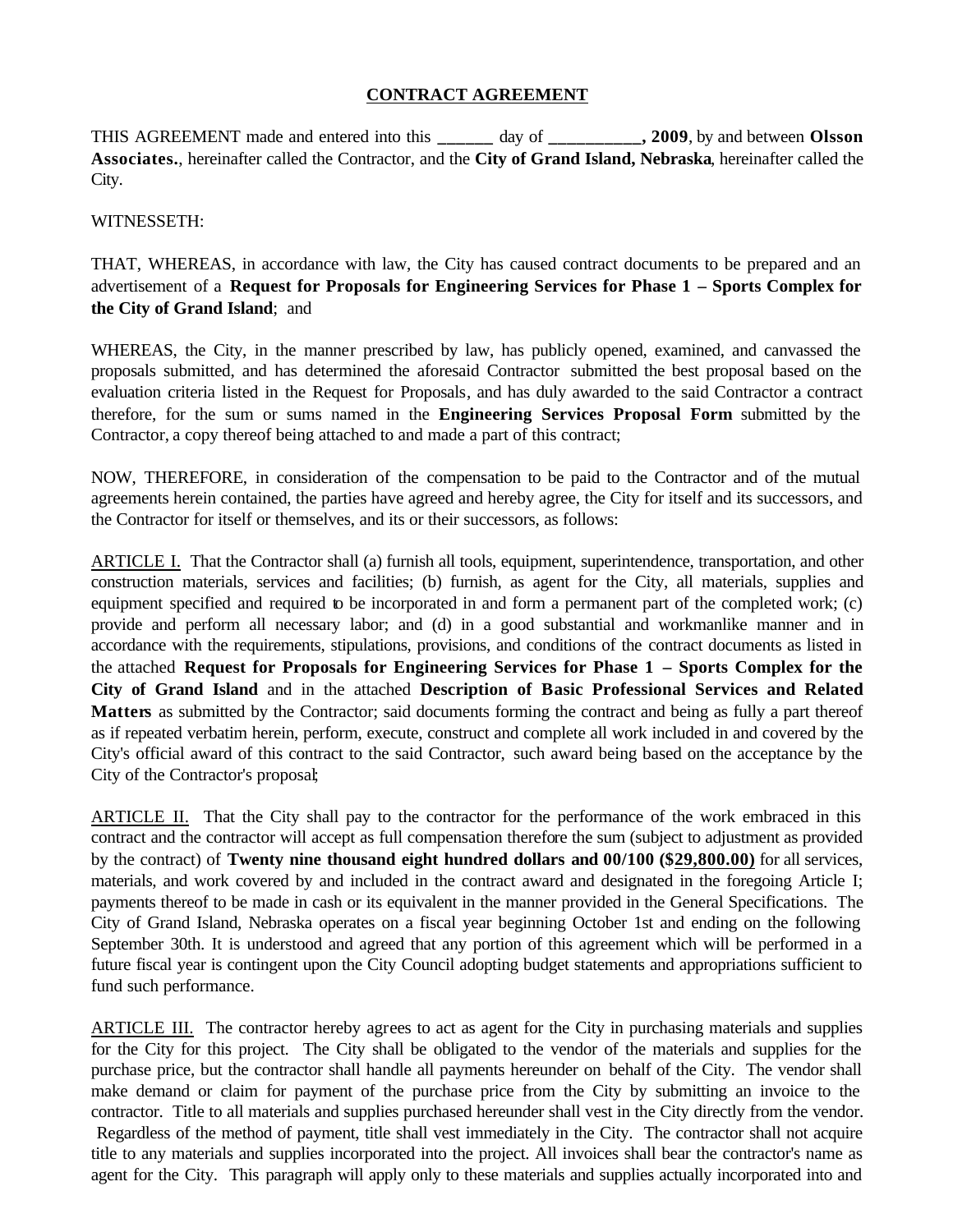# CONTRACT AGREEMENT

THIS AGREEMENT made and entered into this ______ day of __________**, 2009**, by and between **Olsson Associates.**, hereinafter called the Contractor, and the **City of Grand Island, Nebraska**, hereinafter called the City.

WITNESSETH:

THAT, WHEREAS, in accordance with law, the City has caused contract documents to be prepared and an advertisement of a **Request for Proposals for Engineering Services for Phase 1 – Sports Complex for the City of Grand Island**; and

WHEREAS, the City, in the manner prescribed by law, has publicly opened, examined, and canvassed the proposals submitted, and has determined the aforesaid Contractor submitted the best proposal based on the evaluation criteria listed in the Request for Proposals, and has duly awarded to the said Contractor a contract therefore, for the sum or sums named in the **Engineering Services Proposal Form** submitted by the Contractor, a copy thereof being attached to and made a part of this contract;

NOW, THEREFORE, in consideration of the compensation to be paid to the Contractor and of the mutual agreements herein contained, the parties have agreed and hereby agree, the City for itself and its successors, and the Contractor for itself or themselves, and its or their successors, as follows:

<u>ARTICLE I.</u> That the Contractor shall (a) furnish all tools, equipment, superintendence, transportation, and other construction materials, services and facilities; (b) furnish, as agent for the City, all materials, supplies and equipment specified and required to be incorporated in and form a permanent part of the completed work; (c) provide and perform all necessary labor; and (d) in a good substantial and workmanlike manner and in accordance with the requirements, stipulations, provisions, and conditions of the contract documents as listed in the attached **Request for Proposals for Engineering Services for Phase 1 – Sports Complex for the City of Grand Island** and in the attached **Description of Basic Professional Services and Related Matters** as submitted by the Contractor; said documents forming the contract and being as fully a part thereof as if repeated verbatim herein, perform, execute, construct and complete all work included in and covered by the City's official award of this contract to the said Contractor, such award being based on the acceptance by the City of the Contractor's proposal;

<u>ARTICLE II.</u> That the City shall pay to the contractor for the performance of the work embraced in this contract and the contractor will accept as full compensation therefore the sum (subject to adjustment as provided by the contract) of **Twenty nine thousand eight hundred dollars and 00/100 ($<u>29,800.00)</u>** for all services, materials, and work covered by and included in the contract award and designated in the foregoing Article I; payments thereof to be made in cash or its equivalent in the manner provided in the General Specifications. The City of Grand Island, Nebraska operates on a fiscal year beginning October 1st and ending on the following September 30th. It is understood and agreed that any portion of this agreement which will be performed in a future fiscal year is contingent upon the City Council adopting budget statements and appropriations sufficient to fund such performance.

<u>ARTICLE III.</u> The contractor hereby agrees to act as agent for the City in purchasing materials and supplies for the City for this project. The City shall be obligated to the vendor of the materials and supplies for the purchase price, but the contractor shall handle all payments hereunder on behalf of the City. The vendor shall make demand or claim for payment of the purchase price from the City by submitting an invoice to the contractor. Title to all materials and supplies purchased hereunder shall vest in the City directly from the vendor. Regardless of the method of payment, title shall vest immediately in the City. The contractor shall not acquire title to any materials and supplies incorporated into the project. All invoices shall bear the contractor's name as agent for the City. This paragraph will apply only to these materials and supplies actually incorporated into and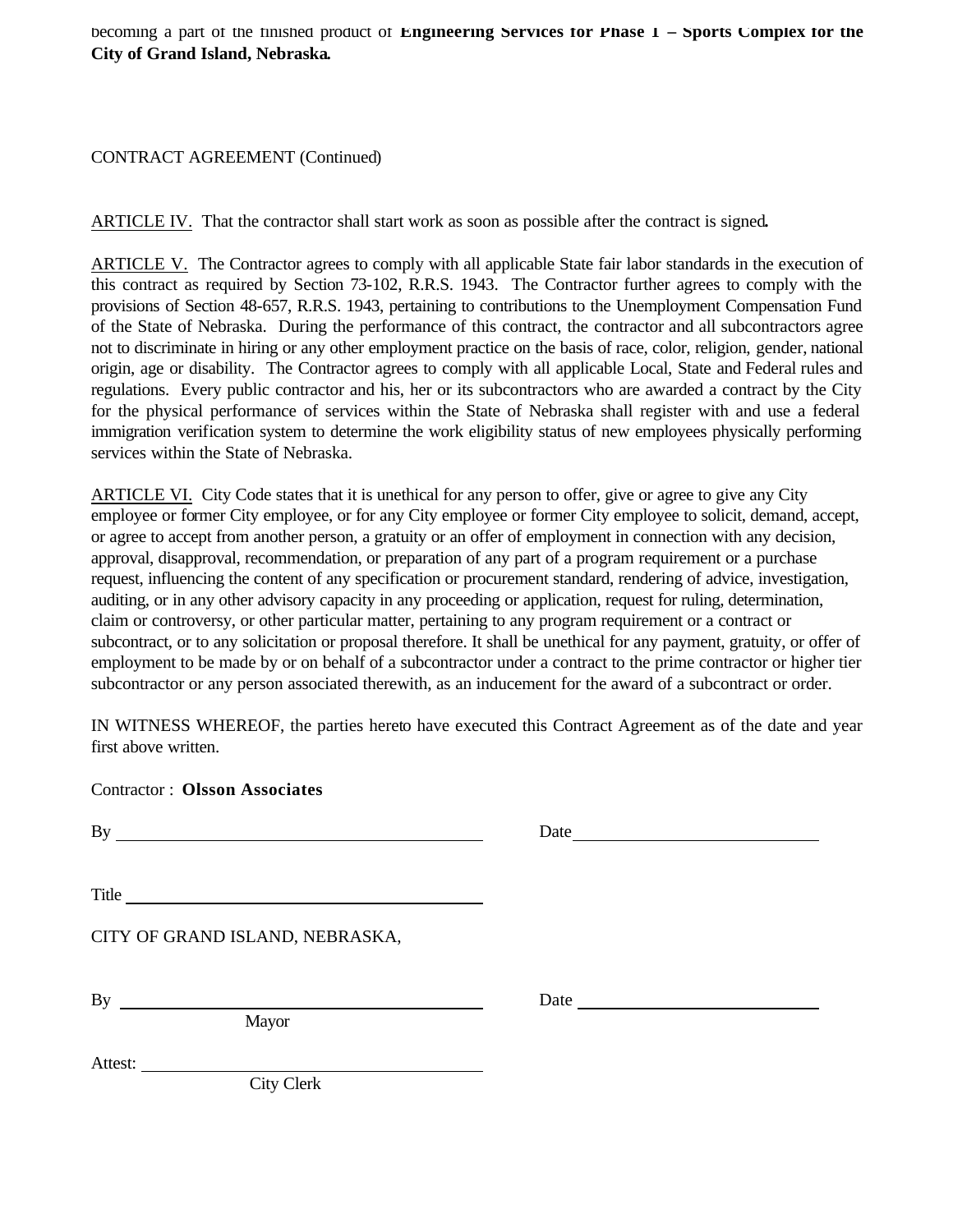becoming a part of the finished product of **Engineering Services for Phase 1 – Sports Complex for the City of Grand Island, Nebraska.**

CONTRACT AGREEMENT (Continued)

ARTICLE IV. That the contractor shall start work as soon as possible after the contract is signed.

ARTICLE V. The Contractor agrees to comply with all applicable State fair labor standards in the execution of this contract as required by Section 73-102, R.R.S. 1943. The Contractor further agrees to comply with the provisions of Section 48-657, R.R.S. 1943, pertaining to contributions to the Unemployment Compensation Fund of the State of Nebraska. During the performance of this contract, the contractor and all subcontractors agree not to discriminate in hiring or any other employment practice on the basis of race, color, religion, gender, national origin, age or disability. The Contractor agrees to comply with all applicable Local, State and Federal rules and regulations. Every public contractor and his, her or its subcontractors who are awarded a contract by the City for the physical performance of services within the State of Nebraska shall register with and use a federal immigration verification system to determine the work eligibility status of new employees physically performing services within the State of Nebraska.

ARTICLE VI. City Code states that it is unethical for any person to offer, give or agree to give any City employee or former City employee, or for any City employee or former City employee to solicit, demand, accept, or agree to accept from another person, a gratuity or an offer of employment in connection with any decision, approval, disapproval, recommendation, or preparation of any part of a program requirement or a purchase request, influencing the content of any specification or procurement standard, rendering of advice, investigation, auditing, or in any other advisory capacity in any proceeding or application, request for ruling, determination, claim or controversy, or other particular matter, pertaining to any program requirement or a contract or subcontract, or to any solicitation or proposal therefore. It shall be unethical for any payment, gratuity, or offer of employment to be made by or on behalf of a subcontractor under a contract to the prime contractor or higher tier subcontractor or any person associated therewith, as an inducement for the award of a subcontract or order.

IN WITNESS WHEREOF, the parties hereto have executed this Contract Agreement as of the date and year first above written.

Contractor : **Olsson Associates**

By ______________________________ Date ______________________

Title ______________________________

CITY OF GRAND ISLAND, NEBRASKA,

By ______________________________ Date ______________________
Mayor

Attest: ______________________________
City Clerk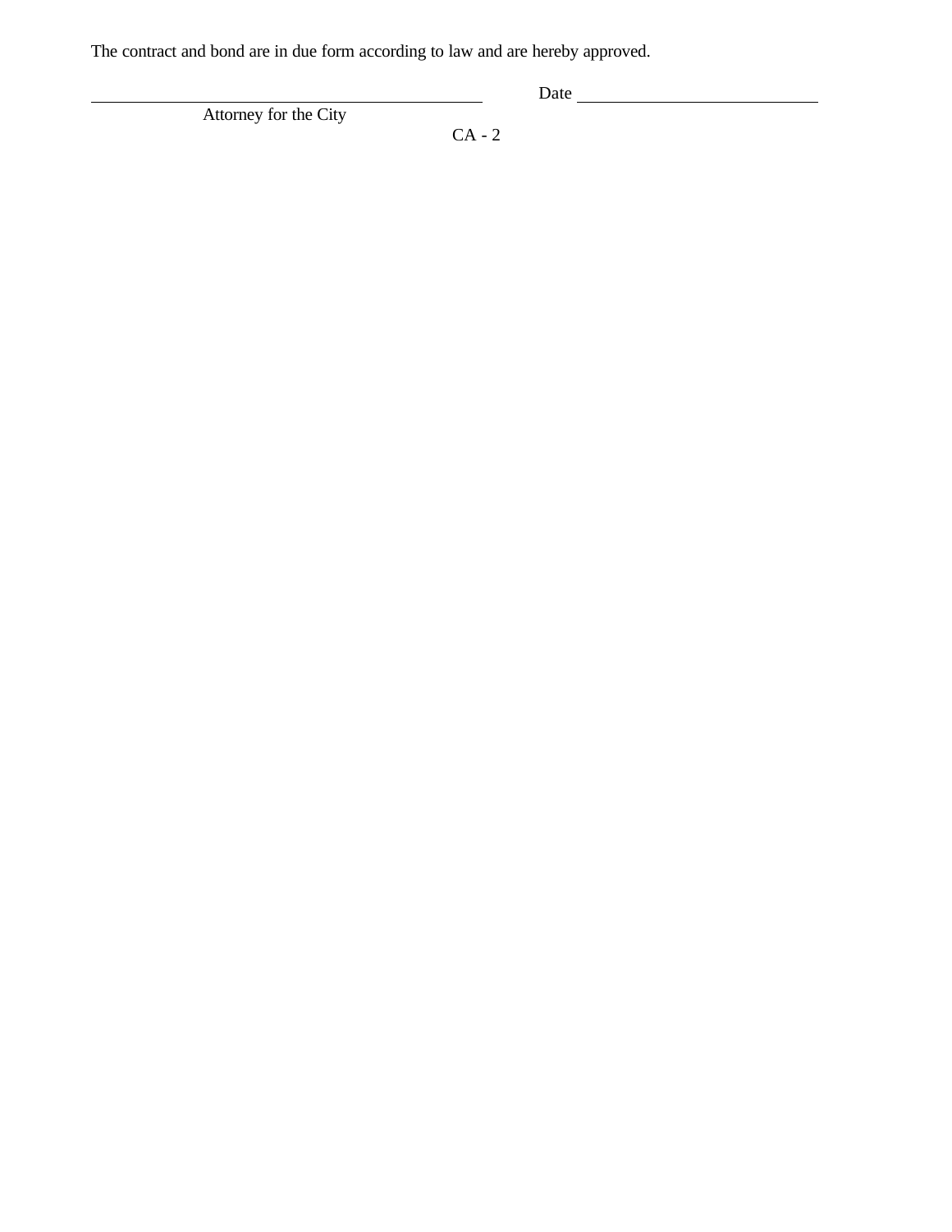The contract and bond are in due form according to law and are hereby approved.

\_\_\_\_\_\_\_\_\_\_\_\_\_\_\_\_\_\_\_\_\_\_\_\_\_\_\_\_\_\_\_\_\_\_\_\_\_\_\_\_ Date \_\_\_\_\_\_\_\_\_\_\_\_\_\_\_\_\_\_\_\_\_\_\_\_\_

Attorney for the City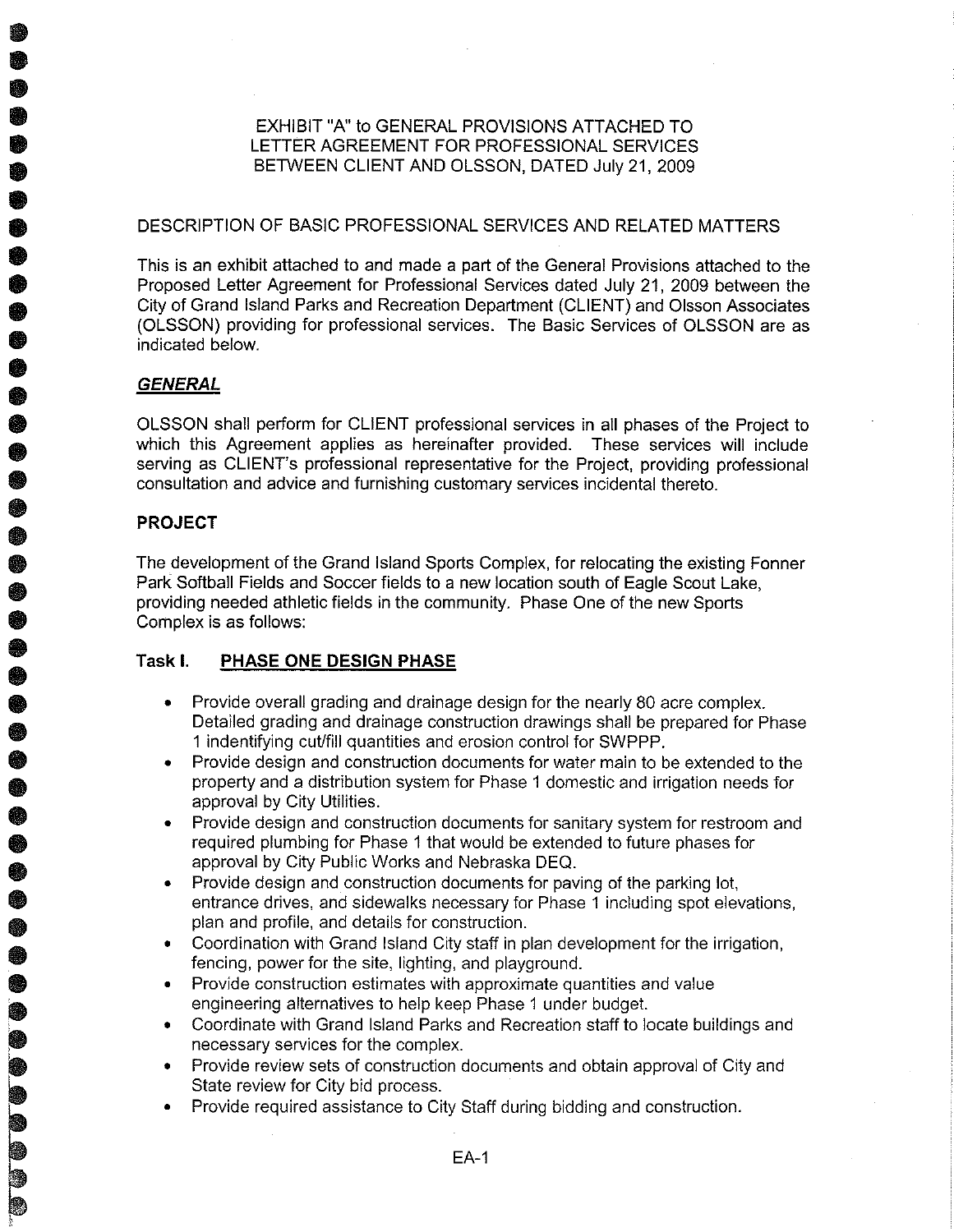EXHIBIT "A" to GENERAL PROVISIONS ATTACHED TO LETTER AGREEMENT FOR PROFESSIONAL SERVICES BETWEEN CLIENT AND OLSSON, DATED July 21, 2009

DESCRIPTION OF BASIC PROFESSIONAL SERVICES AND RELATED MATTERS

This is an exhibit attached to and made a part of the General Provisions attached to the Proposed Letter Agreement for Professional Services dated July 21, 2009 between the City of Grand Island Parks and Recreation Department (CLIENT) and Olsson Associates (OLSSON) providing for professional services. The Basic Services of OLSSON are as indicated below.

## ***GENERAL***

OLSSON shall perform for CLIENT professional services in all phases of the Project to which this Agreement applies as hereinafter provided. These services will include serving as CLIENT's professional representative for the Project, providing professional consultation and advice and furnishing customary services incidental thereto.

## **PROJECT**

The development of the Grand Island Sports Complex, for relocating the existing Fonner Park Softball Fields and Soccer fields to a new location south of Eagle Scout Lake, providing needed athletic fields in the community. Phase One of the new Sports Complex is as follows:

### **Task I. PHASE ONE DESIGN PHASE**

- Provide overall grading and drainage design for the nearly 80 acre complex. Detailed grading and drainage construction drawings shall be prepared for Phase 1 indentifying cut/fill quantities and erosion control for SWPPP.
- Provide design and construction documents for water main to be extended to the property and a distribution system for Phase 1 domestic and irrigation needs for approval by City Utilities.
- Provide design and construction documents for sanitary system for restroom and required plumbing for Phase 1 that would be extended to future phases for approval by City Public Works and Nebraska DEQ.
- Provide design and construction documents for paving of the parking lot, entrance drives, and sidewalks necessary for Phase 1 including spot elevations, plan and profile, and details for construction.
- Coordination with Grand Island City staff in plan development for the irrigation, fencing, power for the site, lighting, and playground.
- Provide construction estimates with approximate quantities and value engineering alternatives to help keep Phase 1 under budget.
- Coordinate with Grand Island Parks and Recreation staff to locate buildings and necessary services for the complex.
- Provide review sets of construction documents and obtain approval of City and State review for City bid process.
- Provide required assistance to City Staff during bidding and construction.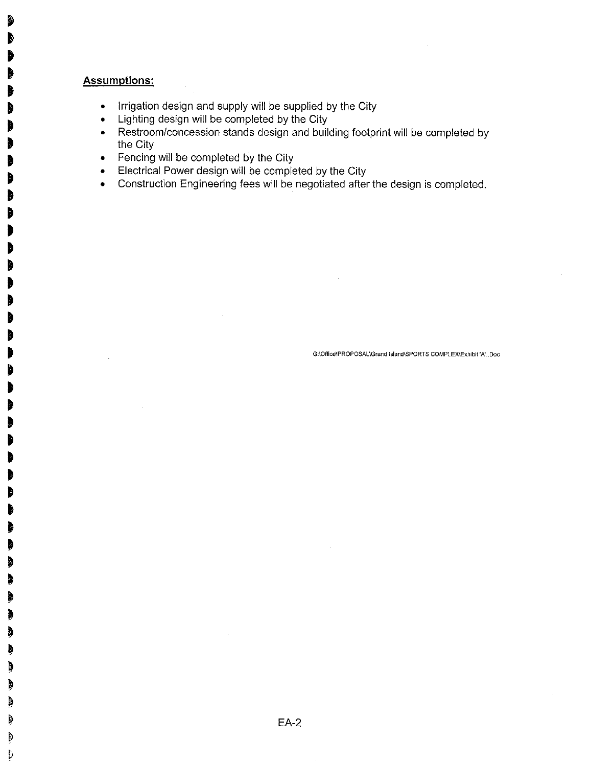**Assumptions:**

- Irrigation design and supply will be supplied by the City
- Lighting design will be completed by the City
- Restroom/concession stands design and building footprint will be completed by the City
- Fencing will be completed by the City
- Electrical Power design will be completed by the City
- Construction Engineering fees will be negotiated after the design is completed.

G:\Office\PROPOSAL\Grand Island\SPORTS COMPLEX\Exhibit 'A'..Doc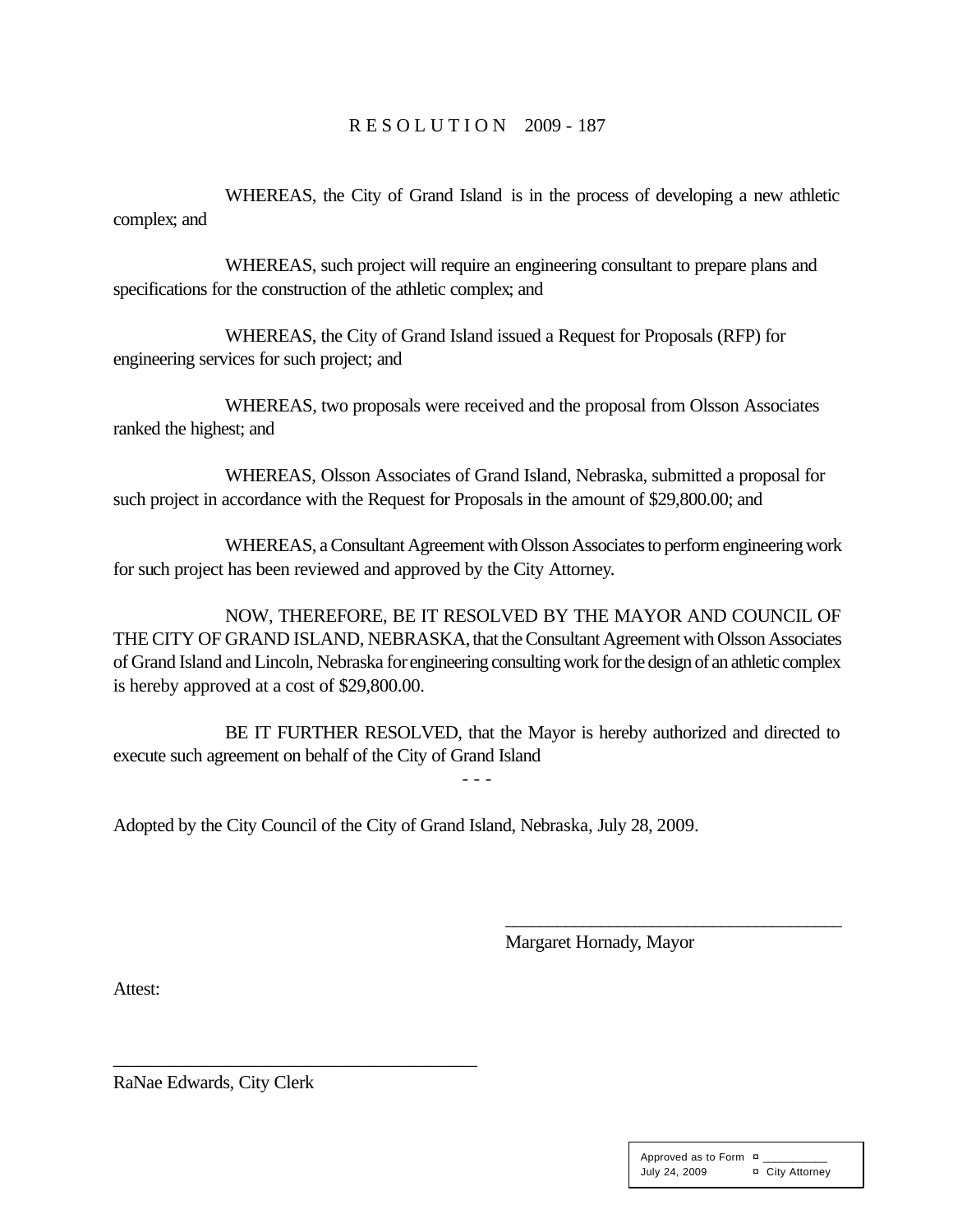# R E S O L U T I O N 2009 - 187

WHEREAS, the City of Grand Island is in the process of developing a new athletic complex; and

WHEREAS, such project will require an engineering consultant to prepare plans and specifications for the construction of the athletic complex; and

WHEREAS, the City of Grand Island issued a Request for Proposals (RFP) for engineering services for such project; and

WHEREAS, two proposals were received and the proposal from Olsson Associates ranked the highest; and

WHEREAS, Olsson Associates of Grand Island, Nebraska, submitted a proposal for such project in accordance with the Request for Proposals in the amount of $29,800.00; and

WHEREAS, a Consultant Agreement with Olsson Associates to perform engineering work for such project has been reviewed and approved by the City Attorney.

NOW, THEREFORE, BE IT RESOLVED BY THE MAYOR AND COUNCIL OF THE CITY OF GRAND ISLAND, NEBRASKA, that the Consultant Agreement with Olsson Associates of Grand Island and Lincoln, Nebraska for engineering consulting work for the design of an athletic complex is hereby approved at a cost of $29,800.00.

BE IT FURTHER RESOLVED, that the Mayor is hereby authorized and directed to execute such agreement on behalf of the City of Grand Island

\- - -

Adopted by the City Council of the City of Grand Island, Nebraska, July 28, 2009.

_____________________________________
Margaret Hornady, Mayor

Attest:

_______________________________________
RaNae Edwards, City Clerk

Approved as to Form ¤ ___________
July 24, 2009 ¤ City Attorney